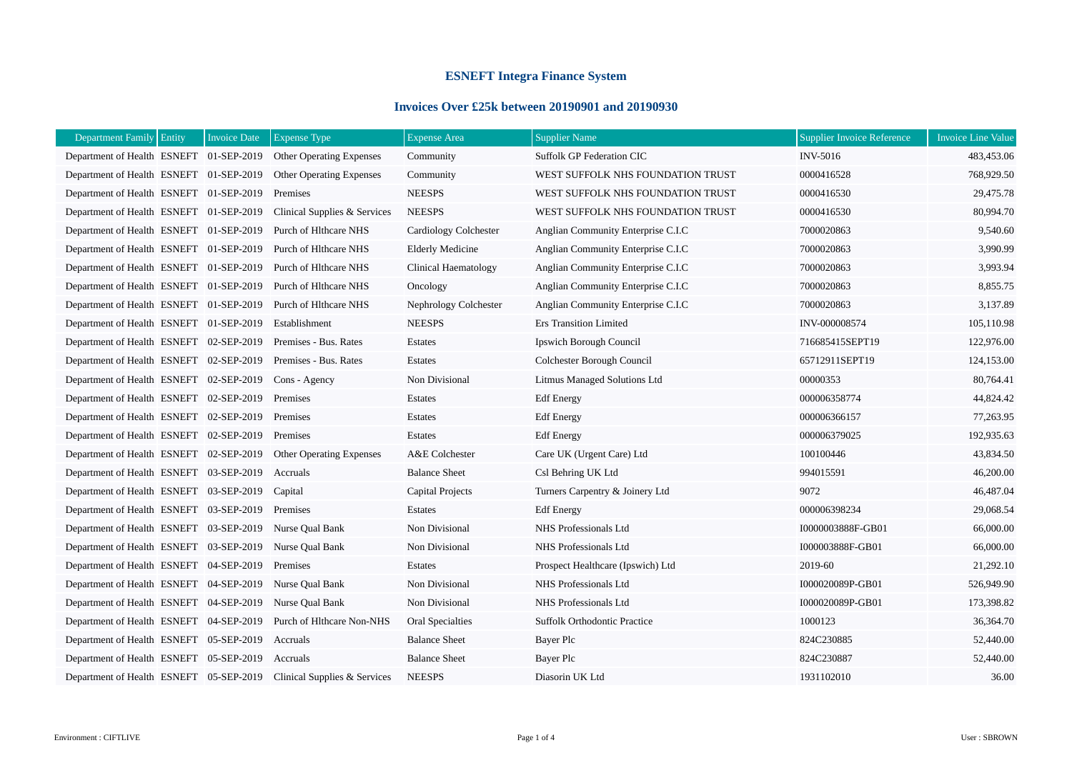# ESNEFT Integra Finance System

## Invoices Over £25k between 20190901 and 20190930

| Department Family | Entity | Invoice Date | Expense Type | Expense Area | Supplier Name | Supplier Invoice Reference | Invoice Line Value |
|---|---|---|---|---|---|---|---|
| Department of Health | ESNEFT | 01-SEP-2019 | Other Operating Expenses | Community | Suffolk GP Federation CIC | INV-5016 | 483,453.06 |
| Department of Health | ESNEFT | 01-SEP-2019 | Other Operating Expenses | Community | WEST SUFFOLK NHS FOUNDATION TRUST | 0000416528 | 768,929.50 |
| Department of Health | ESNEFT | 01-SEP-2019 | Premises | NEESPS | WEST SUFFOLK NHS FOUNDATION TRUST | 0000416530 | 29,475.78 |
| Department of Health | ESNEFT | 01-SEP-2019 | Clinical Supplies & Services | NEESPS | WEST SUFFOLK NHS FOUNDATION TRUST | 0000416530 | 80,994.70 |
| Department of Health | ESNEFT | 01-SEP-2019 | Purch of Hlthcare NHS | Cardiology Colchester | Anglian Community Enterprise C.I.C | 7000020863 | 9,540.60 |
| Department of Health | ESNEFT | 01-SEP-2019 | Purch of Hlthcare NHS | Elderly Medicine | Anglian Community Enterprise C.I.C | 7000020863 | 3,990.99 |
| Department of Health | ESNEFT | 01-SEP-2019 | Purch of Hlthcare NHS | Clinical Haematology | Anglian Community Enterprise C.I.C | 7000020863 | 3,993.94 |
| Department of Health | ESNEFT | 01-SEP-2019 | Purch of Hlthcare NHS | Oncology | Anglian Community Enterprise C.I.C | 7000020863 | 8,855.75 |
| Department of Health | ESNEFT | 01-SEP-2019 | Purch of Hlthcare NHS | Nephrology Colchester | Anglian Community Enterprise C.I.C | 7000020863 | 3,137.89 |
| Department of Health | ESNEFT | 01-SEP-2019 | Establishment | NEESPS | Ers Transition Limited | INV-000008574 | 105,110.98 |
| Department of Health | ESNEFT | 02-SEP-2019 | Premises - Bus. Rates | Estates | Ipswich Borough Council | 716685415SEPT19 | 122,976.00 |
| Department of Health | ESNEFT | 02-SEP-2019 | Premises - Bus. Rates | Estates | Colchester Borough Council | 65712911SEPT19 | 124,153.00 |
| Department of Health | ESNEFT | 02-SEP-2019 | Cons - Agency | Non Divisional | Litmus Managed Solutions Ltd | 00000353 | 80,764.41 |
| Department of Health | ESNEFT | 02-SEP-2019 | Premises | Estates | Edf Energy | 000006358774 | 44,824.42 |
| Department of Health | ESNEFT | 02-SEP-2019 | Premises | Estates | Edf Energy | 000006366157 | 77,263.95 |
| Department of Health | ESNEFT | 02-SEP-2019 | Premises | Estates | Edf Energy | 000006379025 | 192,935.63 |
| Department of Health | ESNEFT | 02-SEP-2019 | Other Operating Expenses | A&E Colchester | Care UK (Urgent Care) Ltd | 100100446 | 43,834.50 |
| Department of Health | ESNEFT | 03-SEP-2019 | Accruals | Balance Sheet | Csl Behring UK Ltd | 994015591 | 46,200.00 |
| Department of Health | ESNEFT | 03-SEP-2019 | Capital | Capital Projects | Turners Carpentry & Joinery Ltd | 9072 | 46,487.04 |
| Department of Health | ESNEFT | 03-SEP-2019 | Premises | Estates | Edf Energy | 000006398234 | 29,068.54 |
| Department of Health | ESNEFT | 03-SEP-2019 | Nurse Qual Bank | Non Divisional | NHS Professionals Ltd | I0000003888F-GB01 | 66,000.00 |
| Department of Health | ESNEFT | 03-SEP-2019 | Nurse Qual Bank | Non Divisional | NHS Professionals Ltd | I000003888F-GB01 | 66,000.00 |
| Department of Health | ESNEFT | 04-SEP-2019 | Premises | Estates | Prospect Healthcare (Ipswich) Ltd | 2019-60 | 21,292.10 |
| Department of Health | ESNEFT | 04-SEP-2019 | Nurse Qual Bank | Non Divisional | NHS Professionals Ltd | I000020089P-GB01 | 526,949.90 |
| Department of Health | ESNEFT | 04-SEP-2019 | Nurse Qual Bank | Non Divisional | NHS Professionals Ltd | I000020089P-GB01 | 173,398.82 |
| Department of Health | ESNEFT | 04-SEP-2019 | Purch of Hlthcare Non-NHS | Oral Specialties | Suffolk Orthodontic Practice | 1000123 | 36,364.70 |
| Department of Health | ESNEFT | 05-SEP-2019 | Accruals | Balance Sheet | Bayer Plc | 824C230885 | 52,440.00 |
| Department of Health | ESNEFT | 05-SEP-2019 | Accruals | Balance Sheet | Bayer Plc | 824C230887 | 52,440.00 |
| Department of Health | ESNEFT | 05-SEP-2019 | Clinical Supplies & Services | NEESPS | Diasorin UK Ltd | 1931102010 | 36.00 |

Environment : CIFTLIVE

User : SBROWN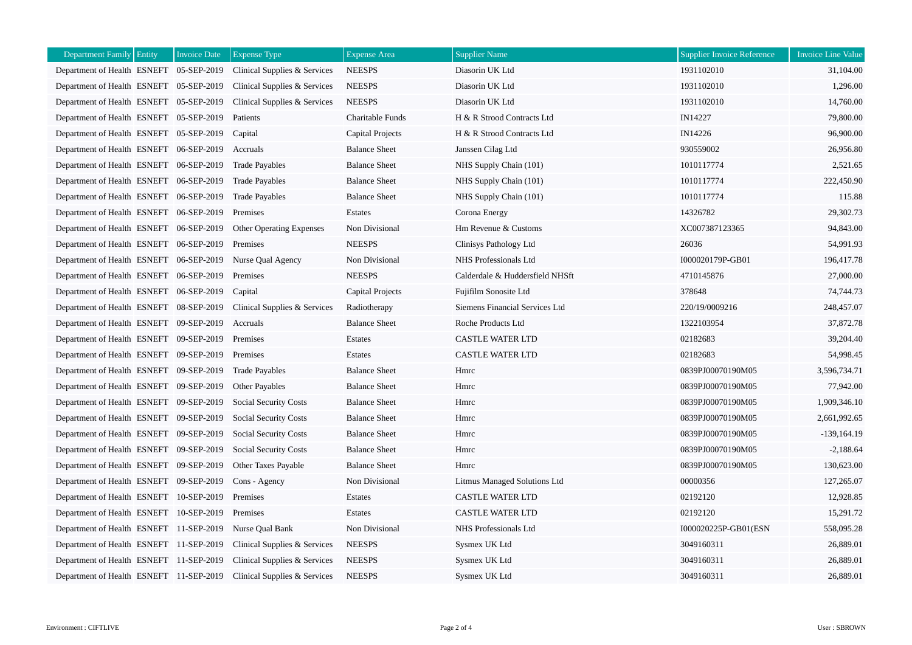| Department Family | Entity | Invoice Date | Expense Type | Expense Area | Supplier Name | Supplier Invoice Reference | Invoice Line Value |
|---|---|---|---|---|---|---|---|
| Department of Health | ESNEFT | 05-SEP-2019 | Clinical Supplies & Services | NEESPS | Diasorin UK Ltd | 1931102010 | 31,104.00 |
| Department of Health | ESNEFT | 05-SEP-2019 | Clinical Supplies & Services | NEESPS | Diasorin UK Ltd | 1931102010 | 1,296.00 |
| Department of Health | ESNEFT | 05-SEP-2019 | Clinical Supplies & Services | NEESPS | Diasorin UK Ltd | 1931102010 | 14,760.00 |
| Department of Health | ESNEFT | 05-SEP-2019 | Patients | Charitable Funds | H & R Strood Contracts Ltd | IN14227 | 79,800.00 |
| Department of Health | ESNEFT | 05-SEP-2019 | Capital | Capital Projects | H & R Strood Contracts Ltd | IN14226 | 96,900.00 |
| Department of Health | ESNEFT | 06-SEP-2019 | Accruals | Balance Sheet | Janssen Cilag Ltd | 930559002 | 26,956.80 |
| Department of Health | ESNEFT | 06-SEP-2019 | Trade Payables | Balance Sheet | NHS Supply Chain (101) | 1010117774 | 2,521.65 |
| Department of Health | ESNEFT | 06-SEP-2019 | Trade Payables | Balance Sheet | NHS Supply Chain (101) | 1010117774 | 222,450.90 |
| Department of Health | ESNEFT | 06-SEP-2019 | Trade Payables | Balance Sheet | NHS Supply Chain (101) | 1010117774 | 115.88 |
| Department of Health | ESNEFT | 06-SEP-2019 | Premises | Estates | Corona Energy | 14326782 | 29,302.73 |
| Department of Health | ESNEFT | 06-SEP-2019 | Other Operating Expenses | Non Divisional | Hm Revenue & Customs | XC007387123365 | 94,843.00 |
| Department of Health | ESNEFT | 06-SEP-2019 | Premises | NEESPS | Clinisys Pathology Ltd | 26036 | 54,991.93 |
| Department of Health | ESNEFT | 06-SEP-2019 | Nurse Qual Agency | Non Divisional | NHS Professionals Ltd | I000020179P-GB01 | 196,417.78 |
| Department of Health | ESNEFT | 06-SEP-2019 | Premises | NEESPS | Calderdale & Huddersfield NHSft | 4710145876 | 27,000.00 |
| Department of Health | ESNEFT | 06-SEP-2019 | Capital | Capital Projects | Fujifilm Sonosite Ltd | 378648 | 74,744.73 |
| Department of Health | ESNEFT | 08-SEP-2019 | Clinical Supplies & Services | Radiotherapy | Siemens Financial Services Ltd | 220/19/0009216 | 248,457.07 |
| Department of Health | ESNEFT | 09-SEP-2019 | Accruals | Balance Sheet | Roche Products Ltd | 1322103954 | 37,872.78 |
| Department of Health | ESNEFT | 09-SEP-2019 | Premises | Estates | CASTLE WATER LTD | 02182683 | 39,204.40 |
| Department of Health | ESNEFT | 09-SEP-2019 | Premises | Estates | CASTLE WATER LTD | 02182683 | 54,998.45 |
| Department of Health | ESNEFT | 09-SEP-2019 | Trade Payables | Balance Sheet | Hmrc | 0839PJ00070190M05 | 3,596,734.71 |
| Department of Health | ESNEFT | 09-SEP-2019 | Other Payables | Balance Sheet | Hmrc | 0839PJ00070190M05 | 77,942.00 |
| Department of Health | ESNEFT | 09-SEP-2019 | Social Security Costs | Balance Sheet | Hmrc | 0839PJ00070190M05 | 1,909,346.10 |
| Department of Health | ESNEFT | 09-SEP-2019 | Social Security Costs | Balance Sheet | Hmrc | 0839PJ00070190M05 | 2,661,992.65 |
| Department of Health | ESNEFT | 09-SEP-2019 | Social Security Costs | Balance Sheet | Hmrc | 0839PJ00070190M05 | -139,164.19 |
| Department of Health | ESNEFT | 09-SEP-2019 | Social Security Costs | Balance Sheet | Hmrc | 0839PJ00070190M05 | -2,188.64 |
| Department of Health | ESNEFT | 09-SEP-2019 | Other Taxes Payable | Balance Sheet | Hmrc | 0839PJ00070190M05 | 130,623.00 |
| Department of Health | ESNEFT | 09-SEP-2019 | Cons - Agency | Non Divisional | Litmus Managed Solutions Ltd | 00000356 | 127,265.07 |
| Department of Health | ESNEFT | 10-SEP-2019 | Premises | Estates | CASTLE WATER LTD | 02192120 | 12,928.85 |
| Department of Health | ESNEFT | 10-SEP-2019 | Premises | Estates | CASTLE WATER LTD | 02192120 | 15,291.72 |
| Department of Health | ESNEFT | 11-SEP-2019 | Nurse Qual Bank | Non Divisional | NHS Professionals Ltd | I000020225P-GB01(ESN | 558,095.28 |
| Department of Health | ESNEFT | 11-SEP-2019 | Clinical Supplies & Services | NEESPS | Sysmex UK Ltd | 3049160311 | 26,889.01 |
| Department of Health | ESNEFT | 11-SEP-2019 | Clinical Supplies & Services | NEESPS | Sysmex UK Ltd | 3049160311 | 26,889.01 |
| Department of Health | ESNEFT | 11-SEP-2019 | Clinical Supplies & Services | NEESPS | Sysmex UK Ltd | 3049160311 | 26,889.01 |

Environment : CIFTLIVE

User : SBROWN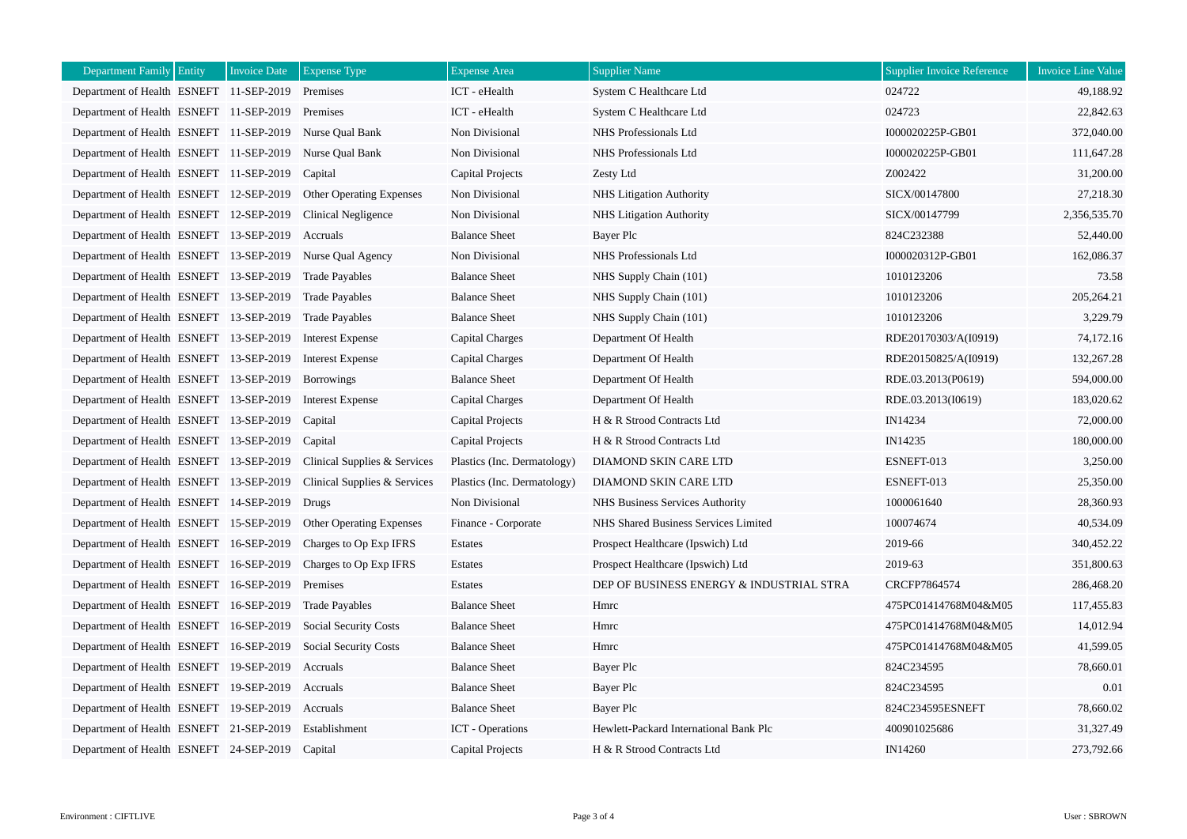| Department Family | Entity | Invoice Date | Expense Type | Expense Area | Supplier Name | Supplier Invoice Reference | Invoice Line Value |
|---|---|---|---|---|---|---|---|
| Department of Health | ESNEFT | 11-SEP-2019 | Premises | ICT - eHealth | System C Healthcare Ltd | 024722 | 49,188.92 |
| Department of Health | ESNEFT | 11-SEP-2019 | Premises | ICT - eHealth | System C Healthcare Ltd | 024723 | 22,842.63 |
| Department of Health | ESNEFT | 11-SEP-2019 | Nurse Qual Bank | Non Divisional | NHS Professionals Ltd | I000020225P-GB01 | 372,040.00 |
| Department of Health | ESNEFT | 11-SEP-2019 | Nurse Qual Bank | Non Divisional | NHS Professionals Ltd | I000020225P-GB01 | 111,647.28 |
| Department of Health | ESNEFT | 11-SEP-2019 | Capital | Capital Projects | Zesty Ltd | Z002422 | 31,200.00 |
| Department of Health | ESNEFT | 12-SEP-2019 | Other Operating Expenses | Non Divisional | NHS Litigation Authority | SICX/00147800 | 27,218.30 |
| Department of Health | ESNEFT | 12-SEP-2019 | Clinical Negligence | Non Divisional | NHS Litigation Authority | SICX/00147799 | 2,356,535.70 |
| Department of Health | ESNEFT | 13-SEP-2019 | Accruals | Balance Sheet | Bayer Plc | 824C232388 | 52,440.00 |
| Department of Health | ESNEFT | 13-SEP-2019 | Nurse Qual Agency | Non Divisional | NHS Professionals Ltd | I000020312P-GB01 | 162,086.37 |
| Department of Health | ESNEFT | 13-SEP-2019 | Trade Payables | Balance Sheet | NHS Supply Chain (101) | 1010123206 | 73.58 |
| Department of Health | ESNEFT | 13-SEP-2019 | Trade Payables | Balance Sheet | NHS Supply Chain (101) | 1010123206 | 205,264.21 |
| Department of Health | ESNEFT | 13-SEP-2019 | Trade Payables | Balance Sheet | NHS Supply Chain (101) | 1010123206 | 3,229.79 |
| Department of Health | ESNEFT | 13-SEP-2019 | Interest Expense | Capital Charges | Department Of Health | RDE20170303/A(I0919) | 74,172.16 |
| Department of Health | ESNEFT | 13-SEP-2019 | Interest Expense | Capital Charges | Department Of Health | RDE20150825/A(I0919) | 132,267.28 |
| Department of Health | ESNEFT | 13-SEP-2019 | Borrowings | Balance Sheet | Department Of Health | RDE.03.2013(P0619) | 594,000.00 |
| Department of Health | ESNEFT | 13-SEP-2019 | Interest Expense | Capital Charges | Department Of Health | RDE.03.2013(I0619) | 183,020.62 |
| Department of Health | ESNEFT | 13-SEP-2019 | Capital | Capital Projects | H & R Strood Contracts Ltd | IN14234 | 72,000.00 |
| Department of Health | ESNEFT | 13-SEP-2019 | Capital | Capital Projects | H & R Strood Contracts Ltd | IN14235 | 180,000.00 |
| Department of Health | ESNEFT | 13-SEP-2019 | Clinical Supplies & Services | Plastics (Inc. Dermatology) | DIAMOND SKIN CARE LTD | ESNEFT-013 | 3,250.00 |
| Department of Health | ESNEFT | 13-SEP-2019 | Clinical Supplies & Services | Plastics (Inc. Dermatology) | DIAMOND SKIN CARE LTD | ESNEFT-013 | 25,350.00 |
| Department of Health | ESNEFT | 14-SEP-2019 | Drugs | Non Divisional | NHS Business Services Authority | 1000061640 | 28,360.93 |
| Department of Health | ESNEFT | 15-SEP-2019 | Other Operating Expenses | Finance - Corporate | NHS Shared Business Services Limited | 100074674 | 40,534.09 |
| Department of Health | ESNEFT | 16-SEP-2019 | Charges to Op Exp IFRS | Estates | Prospect Healthcare (Ipswich) Ltd | 2019-66 | 340,452.22 |
| Department of Health | ESNEFT | 16-SEP-2019 | Charges to Op Exp IFRS | Estates | Prospect Healthcare (Ipswich) Ltd | 2019-63 | 351,800.63 |
| Department of Health | ESNEFT | 16-SEP-2019 | Premises | Estates | DEP OF BUSINESS ENERGY & INDUSTRIAL STRA | CRCFP7864574 | 286,468.20 |
| Department of Health | ESNEFT | 16-SEP-2019 | Trade Payables | Balance Sheet | Hmrc | 475PC01414768M04&M05 | 117,455.83 |
| Department of Health | ESNEFT | 16-SEP-2019 | Social Security Costs | Balance Sheet | Hmrc | 475PC01414768M04&M05 | 14,012.94 |
| Department of Health | ESNEFT | 16-SEP-2019 | Social Security Costs | Balance Sheet | Hmrc | 475PC01414768M04&M05 | 41,599.05 |
| Department of Health | ESNEFT | 19-SEP-2019 | Accruals | Balance Sheet | Bayer Plc | 824C234595 | 78,660.01 |
| Department of Health | ESNEFT | 19-SEP-2019 | Accruals | Balance Sheet | Bayer Plc | 824C234595 | 0.01 |
| Department of Health | ESNEFT | 19-SEP-2019 | Accruals | Balance Sheet | Bayer Plc | 824C234595ESNEFT | 78,660.02 |
| Department of Health | ESNEFT | 21-SEP-2019 | Establishment | ICT - Operations | Hewlett-Packard International Bank Plc | 400901025686 | 31,327.49 |
| Department of Health | ESNEFT | 24-SEP-2019 | Capital | Capital Projects | H & R Strood Contracts Ltd | IN14260 | 273,792.66 |

Environment : CIFTLIVE

User : SBROWN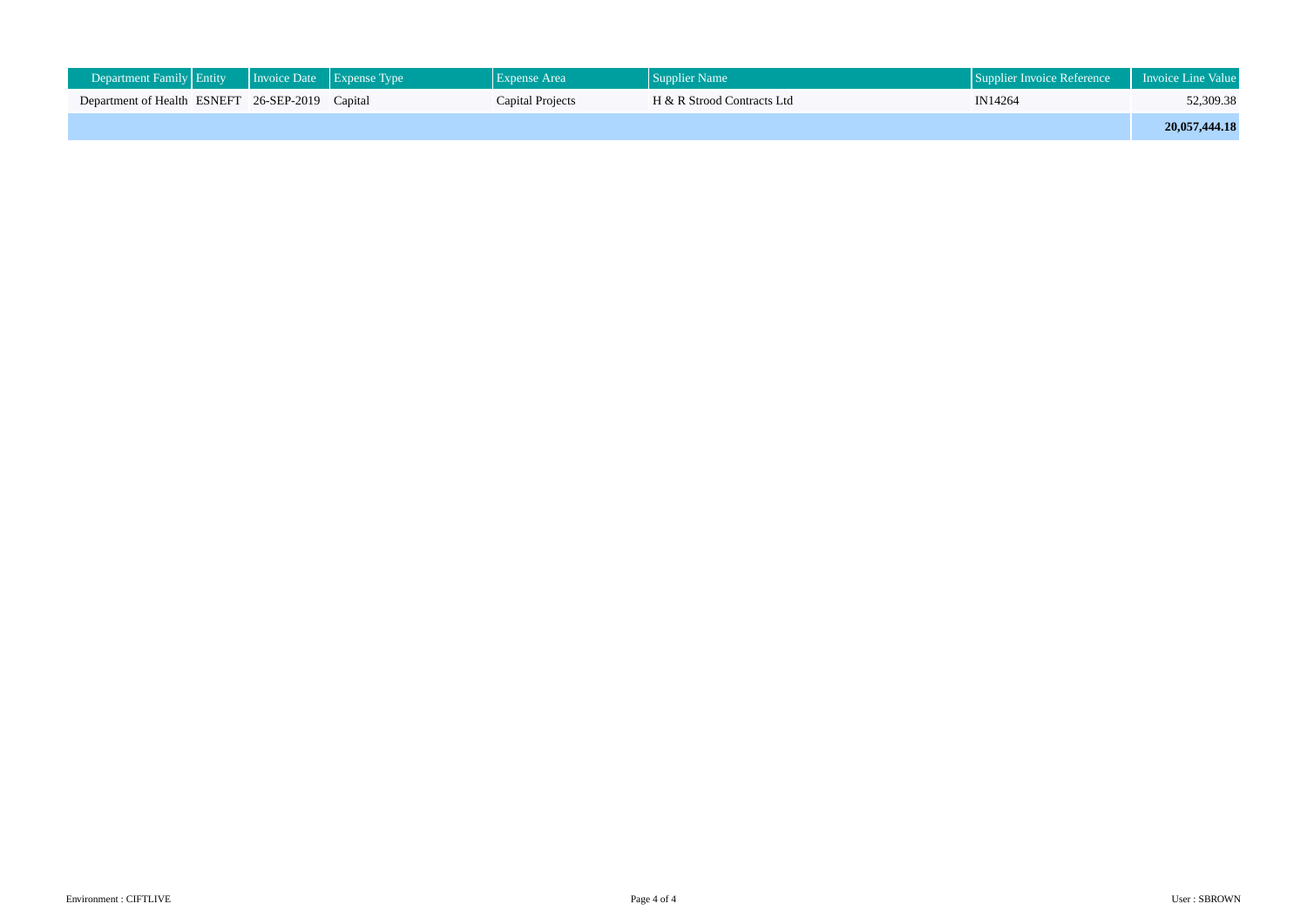| Department Family | Entity | Invoice Date | Expense Type | Expense Area | Supplier Name | Supplier Invoice Reference | Invoice Line Value |
|---|---|---|---|---|---|---|---|
| Department of Health | ESNEFT | 26-SEP-2019 | Capital | Capital Projects | H & R Strood Contracts Ltd | IN14264 | 52,309.38 |
| | | | | | | | **20,057,444.18** |

Environment : CIFTLIVE

User : SBROWN